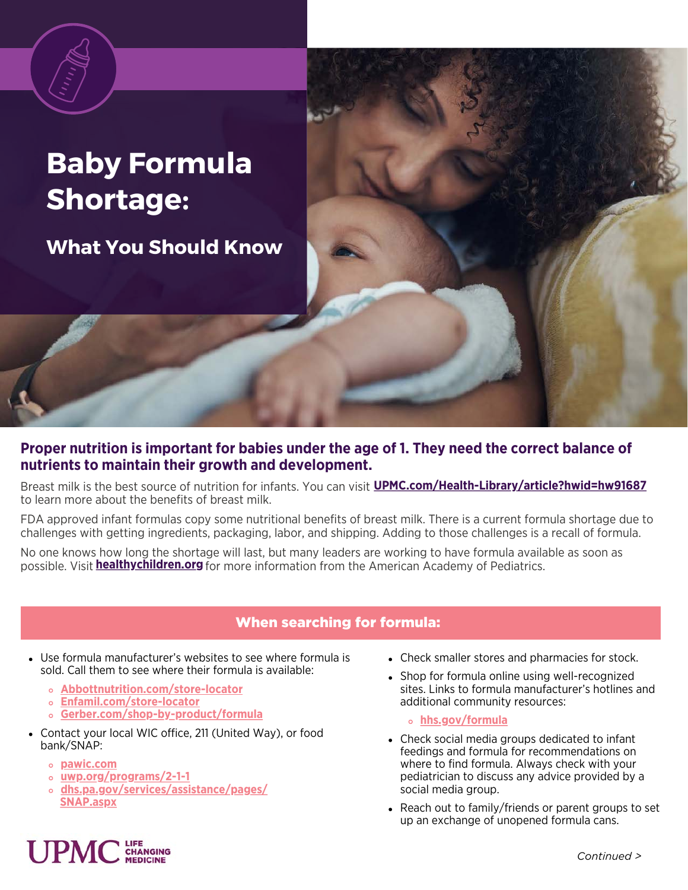# Baby Formula Shortage:

## What You Should Know

**Proper nutrition is important for babies under the age of 1. They need the correct balance of nutrients to maintain their growth and development.**

Breast milk is the best source of nutrition for infants. You can visit **UPMC.com/Health-Library/article?hwid=hw91687** to learn more about the benefits of breast milk.

FDA approved infant formulas copy some nutritional benefits of breast milk. There is a current formula shortage due to challenges with getting ingredients, packaging, labor, and shipping. Adding to those challenges is a recall of formula.

No one knows how long the shortage will last, but many leaders are working to have formula available as soon as possible. Visit **healthychildren.org** for more information from the American Academy of Pediatrics.

### When searching for formula:

- Use formula manufacturer's websites to see where formula is sold. Call them to see where their formula is available:
  - **Abbottnutrition.com/store-locator**
  - **Enfamil.com/store-locator**
  - **Gerber.com/shop-by-product/formula**
- Contact your local WIC office, 211 (United Way), or food bank/SNAP:
  - **pawic.com**
  - **uwp.org/programs/2-1-1**
  - **dhs.pa.gov/services/assistance/pages/SNAP.aspx**
- Check smaller stores and pharmacies for stock.
- Shop for formula online using well-recognized sites. Links to formula manufacturer's hotlines and additional community resources:
  - **hhs.gov/formula**
- Check social media groups dedicated to infant feedings and formula for recommendations on where to find formula. Always check with your pediatrician to discuss any advice provided by a social media group.
- Reach out to family/friends or parent groups to set up an exchange of unopened formula cans.

UPMC LIFE CHANGING MEDICINE

*Continued >*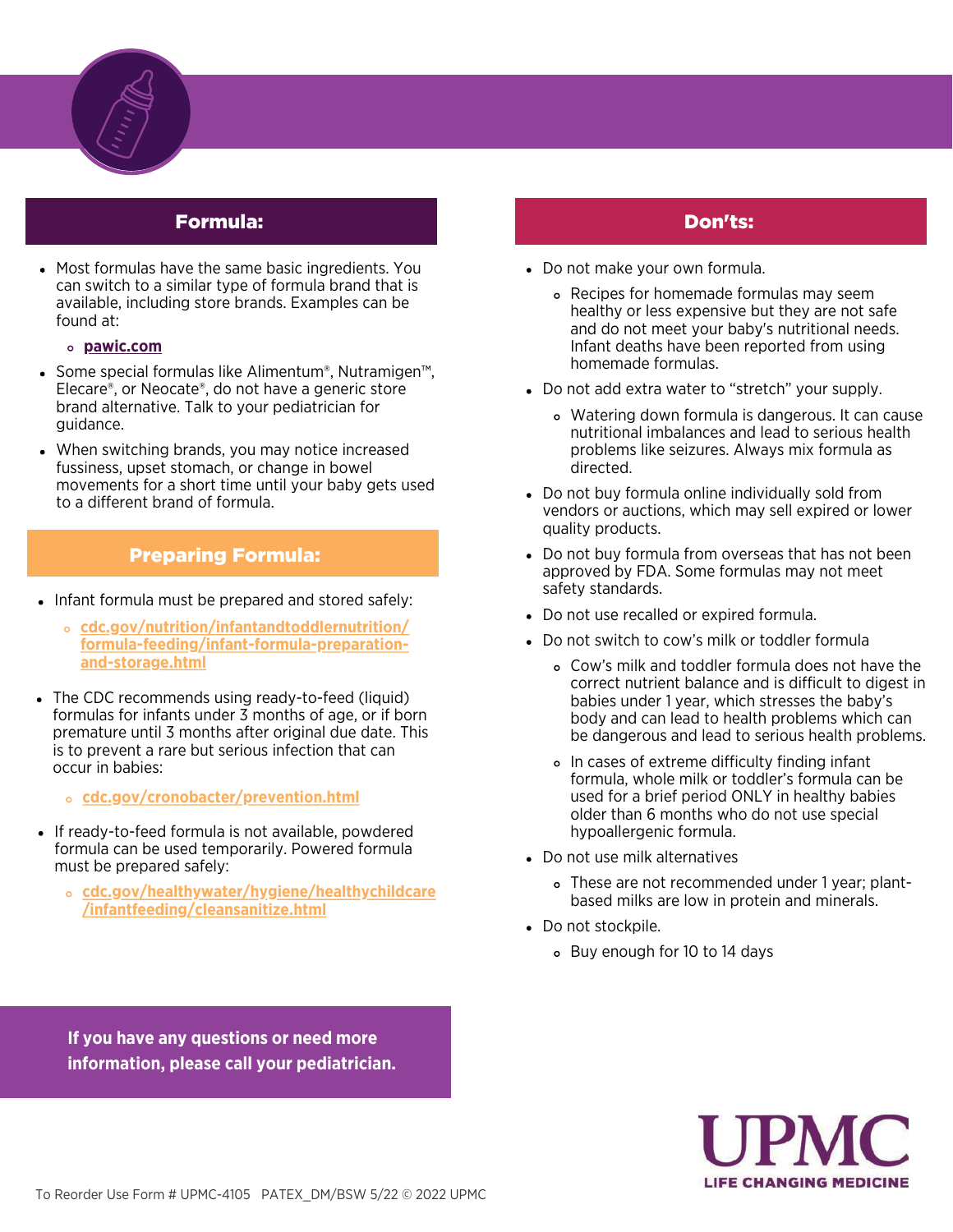## Formula:

- Most formulas have the same basic ingredients. You can switch to a similar type of formula brand that is available, including store brands. Examples can be found at:
  - **pawic.com**
- Some special formulas like Alimentum®, Nutramigen™, Elecare®, or Neocate®, do not have a generic store brand alternative. Talk to your pediatrician for guidance.
- When switching brands, you may notice increased fussiness, upset stomach, or change in bowel movements for a short time until your baby gets used to a different brand of formula.

## Preparing Formula:

- Infant formula must be prepared and stored safely:
  - **cdc.gov/nutrition/infantandtoddlernutrition/formula-feeding/infant-formula-preparation-and-storage.html**
- The CDC recommends using ready-to-feed (liquid) formulas for infants under 3 months of age, or if born premature until 3 months after original due date. This is to prevent a rare but serious infection that can occur in babies:
  - **cdc.gov/cronobacter/prevention.html**
- If ready-to-feed formula is not available, powdered formula can be used temporarily. Powered formula must be prepared safely:
  - **cdc.gov/healthywater/hygiene/healthychildcare/infantfeeding/cleansanitize.html**

## Don'ts:

- Do not make your own formula.
  - Recipes for homemade formulas may seem healthy or less expensive but they are not safe and do not meet your baby's nutritional needs. Infant deaths have been reported from using homemade formulas.
- Do not add extra water to "stretch" your supply.
  - Watering down formula is dangerous. It can cause nutritional imbalances and lead to serious health problems like seizures. Always mix formula as directed.
- Do not buy formula online individually sold from vendors or auctions, which may sell expired or lower quality products.
- Do not buy formula from overseas that has not been approved by FDA. Some formulas may not meet safety standards.
- Do not use recalled or expired formula.
- Do not switch to cow's milk or toddler formula
  - Cow's milk and toddler formula does not have the correct nutrient balance and is difficult to digest in babies under 1 year, which stresses the baby's body and can lead to health problems which can be dangerous and lead to serious health problems.
  - In cases of extreme difficulty finding infant formula, whole milk or toddler's formula can be used for a brief period ONLY in healthy babies older than 6 months who do not use special hypoallergenic formula.
- Do not use milk alternatives
  - These are not recommended under 1 year; plant-based milks are low in protein and minerals.
- Do not stockpile.
  - Buy enough for 10 to 14 days

**If you have any questions or need more information, please call your pediatrician.**

UPMC
LIFE CHANGING MEDICINE

To Reorder Use Form # UPMC-4105 PATEX_DM/BSW 5/22 © 2022 UPMC